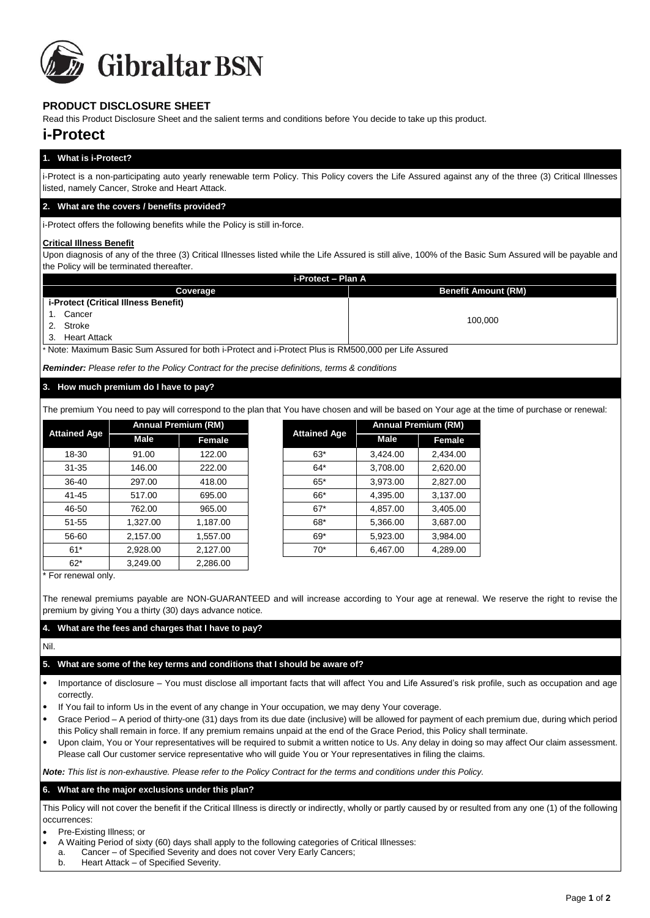Gibraltar BSN

# PRODUCT DISCLOSURE SHEET

Read this Product Disclosure Sheet and the salient terms and conditions before You decide to take up this product.

# i-Protect

## 1. What is i-Protect?

i-Protect is a non-participating auto yearly renewable term Policy. This Policy covers the Life Assured against any of the three (3) Critical Illnesses listed, namely Cancer, Stroke and Heart Attack.

## 2. What are the covers / benefits provided?

i-Protect offers the following benefits while the Policy is still in-force.

**Critical Illness Benefit**

Upon diagnosis of any of the three (3) Critical Illnesses listed while the Life Assured is still alive, 100% of the Basic Sum Assured will be payable and the Policy will be terminated thereafter.

| i-Protect – Plan A | |
|---|---|
| **Coverage** | **Benefit Amount (RM)** |
| **i-Protect (Critical Illness Benefit)**<br>1. Cancer<br>2. Stroke<br>3. Heart Attack | 100,000 |

\* Note: Maximum Basic Sum Assured for both i-Protect and i-Protect Plus is RM500,000 per Life Assured

***Reminder:*** *Please refer to the Policy Contract for the precise definitions, terms & conditions*

## 3. How much premium do I have to pay?

The premium You need to pay will correspond to the plan that You have chosen and will be based on Your age at the time of purchase or renewal:

| Attained Age | Annual Premium (RM) | |
|---|---|---|
| | Male | Female |
| 18-30 | 91.00 | 122.00 |
| 31-35 | 146.00 | 222.00 |
| 36-40 | 297.00 | 418.00 |
| 41-45 | 517.00 | 695.00 |
| 46-50 | 762.00 | 965.00 |
| 51-55 | 1,327.00 | 1,187.00 |
| 56-60 | 2,157.00 | 1,557.00 |
| 61* | 2,928.00 | 2,127.00 |
| 62* | 3,249.00 | 2,286.00 |
| 63* | 3,424.00 | 2,434.00 |
| 64* | 3,708.00 | 2,620.00 |
| 65* | 3,973.00 | 2,827.00 |
| 66* | 4,395.00 | 3,137.00 |
| 67* | 4,857.00 | 3,405.00 |
| 68* | 5,366.00 | 3,687.00 |
| 69* | 5,923.00 | 3,984.00 |
| 70* | 6,467.00 | 4,289.00 |

\* For renewal only.

The renewal premiums payable are NON-GUARANTEED and will increase according to Your age at renewal. We reserve the right to revise the premium by giving You a thirty (30) days advance notice.

## 4. What are the fees and charges that I have to pay?

Nil.

## 5. What are some of the key terms and conditions that I should be aware of?

- Importance of disclosure – You must disclose all important facts that will affect You and Life Assured's risk profile, such as occupation and age correctly.
- If You fail to inform Us in the event of any change in Your occupation, we may deny Your coverage.
- Grace Period – A period of thirty-one (31) days from its due date (inclusive) will be allowed for payment of each premium due, during which period this Policy shall remain in force. If any premium remains unpaid at the end of the Grace Period, this Policy shall terminate.
- Upon claim, You or Your representatives will be required to submit a written notice to Us. Any delay in doing so may affect Our claim assessment. Please call Our customer service representative who will guide You or Your representatives in filing the claims.

***Note:*** *This list is non-exhaustive. Please refer to the Policy Contract for the terms and conditions under this Policy.*

## 6. What are the major exclusions under this plan?

This Policy will not cover the benefit if the Critical Illness is directly or indirectly, wholly or partly caused by or resulted from any one (1) of the following occurrences:

- Pre-Existing Illness; or
- A Waiting Period of sixty (60) days shall apply to the following categories of Critical Illnesses:
  a. Cancer – of Specified Severity and does not cover Very Early Cancers;
  b. Heart Attack – of Specified Severity.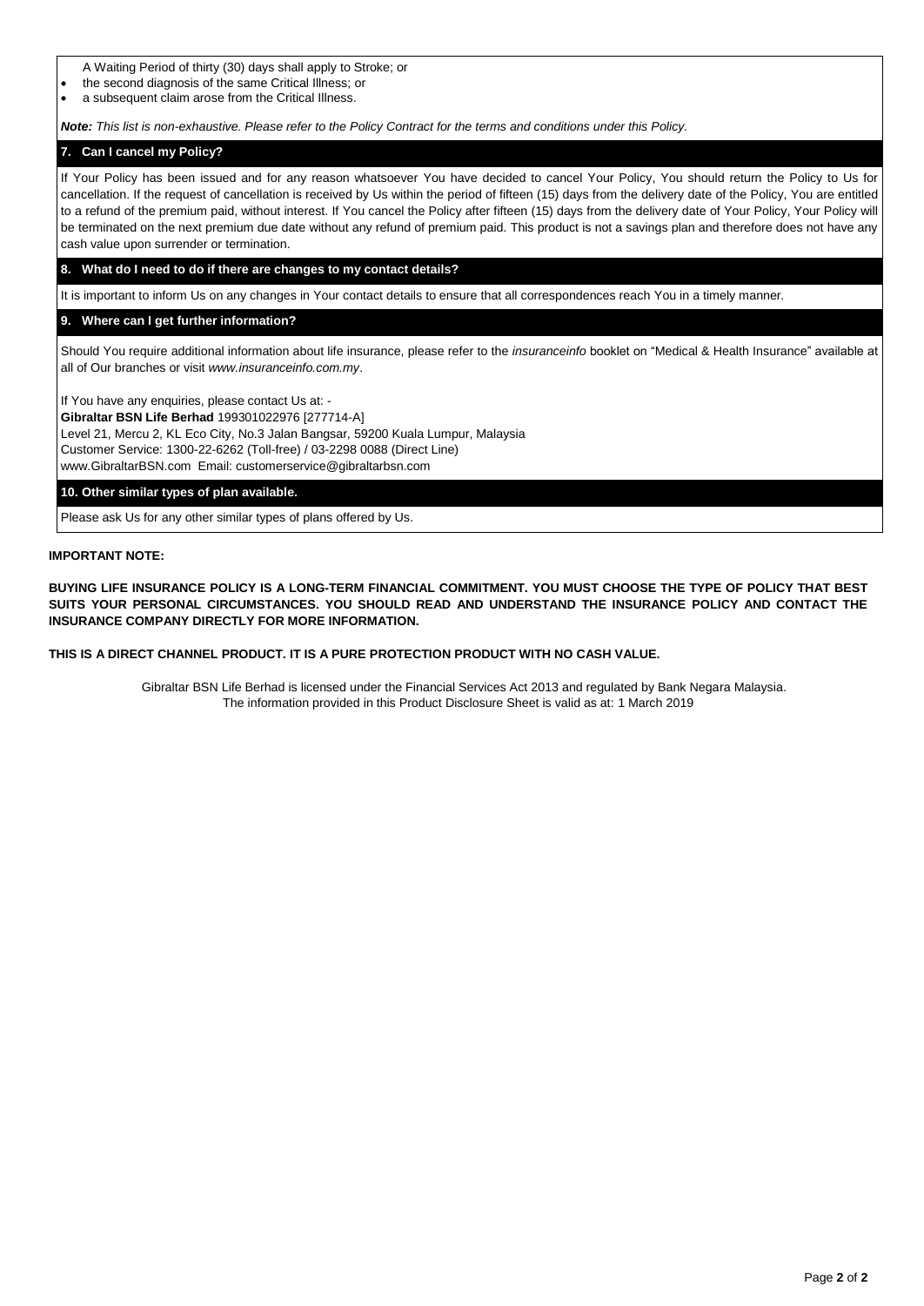A Waiting Period of thirty (30) days shall apply to Stroke; or

- the second diagnosis of the same Critical Illness; or
- a subsequent claim arose from the Critical Illness.

***Note:*** *This list is non-exhaustive. Please refer to the Policy Contract for the terms and conditions under this Policy.*

## 7. Can I cancel my Policy?

If Your Policy has been issued and for any reason whatsoever You have decided to cancel Your Policy, You should return the Policy to Us for cancellation. If the request of cancellation is received by Us within the period of fifteen (15) days from the delivery date of the Policy, You are entitled to a refund of the premium paid, without interest. If You cancel the Policy after fifteen (15) days from the delivery date of Your Policy, Your Policy will be terminated on the next premium due date without any refund of premium paid. This product is not a savings plan and therefore does not have any cash value upon surrender or termination.

## 8. What do I need to do if there are changes to my contact details?

It is important to inform Us on any changes in Your contact details to ensure that all correspondences reach You in a timely manner.

## 9. Where can I get further information?

Should You require additional information about life insurance, please refer to the *insuranceinfo* booklet on "Medical & Health Insurance" available at all of Our branches or visit *www.insuranceinfo.com.my*.

If You have any enquiries, please contact Us at: -
**Gibraltar BSN Life Berhad** 199301022976 [277714-A]
Level 21, Mercu 2, KL Eco City, No.3 Jalan Bangsar, 59200 Kuala Lumpur, Malaysia
Customer Service: 1300-22-6262 (Toll-free) / 03-2298 0088 (Direct Line)
www.GibraltarBSN.com Email: customerservice@gibraltarbsn.com

## 10. Other similar types of plan available.

Please ask Us for any other similar types of plans offered by Us.

**IMPORTANT NOTE:**

**BUYING LIFE INSURANCE POLICY IS A LONG-TERM FINANCIAL COMMITMENT. YOU MUST CHOOSE THE TYPE OF POLICY THAT BEST SUITS YOUR PERSONAL CIRCUMSTANCES. YOU SHOULD READ AND UNDERSTAND THE INSURANCE POLICY AND CONTACT THE INSURANCE COMPANY DIRECTLY FOR MORE INFORMATION.**

**THIS IS A DIRECT CHANNEL PRODUCT. IT IS A PURE PROTECTION PRODUCT WITH NO CASH VALUE.**

Gibraltar BSN Life Berhad is licensed under the Financial Services Act 2013 and regulated by Bank Negara Malaysia.
The information provided in this Product Disclosure Sheet is valid as at: 1 March 2019